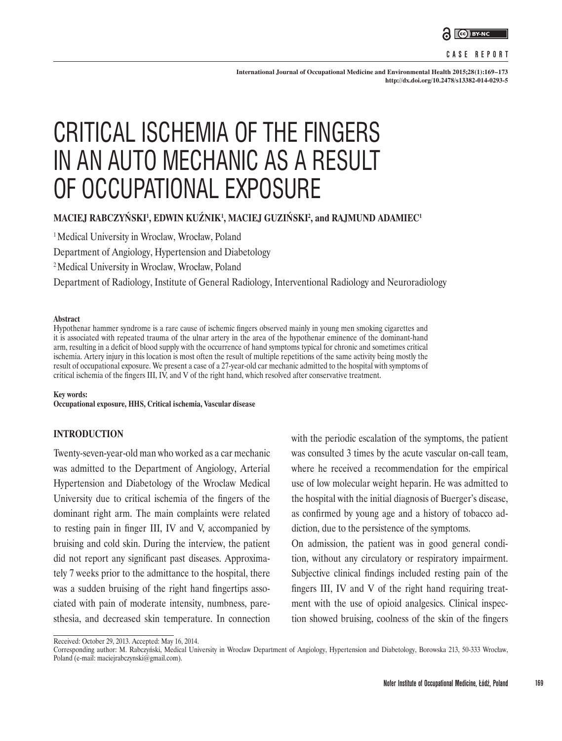CASE REPORT

# CRITICAL ISCHEMIA OF THE FINGERS IN AN AUTO MECHANIC AS A RESULT OF OCCUPATIONAL EXPOSURE

**MACIEJ RABCZYŃSKI[1], EDWIN KUŹNIK[1], MACIEJ GUZIŃSKI[2], and RAJMUND ADAMIEC[1]**

[1] Medical University in Wroclaw, Wrocław, Poland
Department of Angiology, Hypertension and Diabetology
[2] Medical University in Wroclaw, Wrocław, Poland
Department of Radiology, Institute of General Radiology, Interventional Radiology and Neuroradiology

**Abstract**
Hypothenar hammer syndrome is a rare cause of ischemic fingers observed mainly in young men smoking cigarettes and it is associated with repeated trauma of the ulnar artery in the area of the hypothenar eminence of the dominant-hand arm, resulting in a deficit of blood supply with the occurrence of hand symptoms typical for chronic and sometimes critical ischemia. Artery injury in this location is most often the result of multiple repetitions of the same activity being mostly the result of occupational exposure. We present a case of a 27-year-old car mechanic admitted to the hospital with symptoms of critical ischemia of the fingers III, IV, and V of the right hand, which resolved after conservative treatment.

**Key words:**
**Occupational exposure, HHS, Critical ischemia, Vascular disease**

## INTRODUCTION

Twenty-seven-year-old man who worked as a car mechanic was admitted to the Department of Angiology, Arterial Hypertension and Diabetology of the Wroclaw Medical University due to critical ischemia of the fingers of the dominant right arm. The main complaints were related to resting pain in finger III, IV and V, accompanied by bruising and cold skin. During the interview, the patient did not report any significant past diseases. Approximately 7 weeks prior to the admittance to the hospital, there was a sudden bruising of the right hand fingertips associated with pain of moderate intensity, numbness, paresthesia, and decreased skin temperature. In connection with the periodic escalation of the symptoms, the patient was consulted 3 times by the acute vascular on-call team, where he received a recommendation for the empirical use of low molecular weight heparin. He was admitted to the hospital with the initial diagnosis of Buerger's disease, as confirmed by young age and a history of tobacco addiction, due to the persistence of the symptoms.

On admission, the patient was in good general condition, without any circulatory or respiratory impairment. Subjective clinical findings included resting pain of the fingers III, IV and V of the right hand requiring treatment with the use of opioid analgesics. Clinical inspection showed bruising, coolness of the skin of the fingers

Received: October 29, 2013. Accepted: May 16, 2014.
Corresponding author: M. Rabczyński, Medical University in Wroclaw Department of Angiology, Hypertension and Diabetology, Borowska 213, 50-333 Wrocław, Poland (e-mail: maciejrabczynski@gmail.com).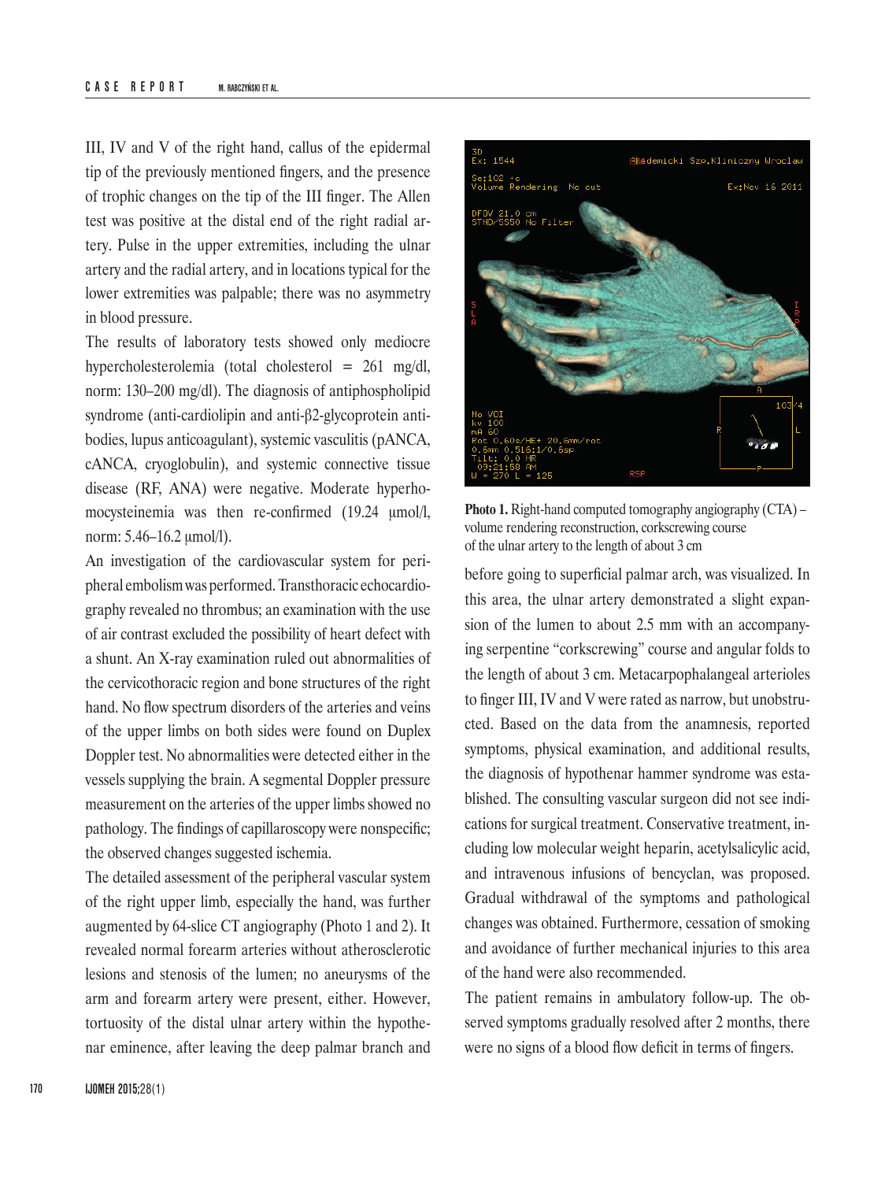III, IV and V of the right hand, callus of the epidermal tip of the previously mentioned fingers, and the presence of trophic changes on the tip of the III finger. The Allen test was positive at the distal end of the right radial artery. Pulse in the upper extremities, including the ulnar artery and the radial artery, and in locations typical for the lower extremities was palpable; there was no asymmetry in blood pressure.

The results of laboratory tests showed only mediocre hypercholesterolemia (total cholesterol = 261 mg/dl, norm: 130–200 mg/dl). The diagnosis of antiphospholipid syndrome (anti-cardiolipin and anti-β2-glycoprotein antibodies, lupus anticoagulant), systemic vasculitis (pANCA, cANCA, cryoglobulin), and systemic connective tissue disease (RF, ANA) were negative. Moderate hyperhomocysteinemia was then re-confirmed (19.24 μmol/l, norm: 5.46–16.2 μmol/l).

An investigation of the cardiovascular system for peripheral embolism was performed. Transthoracic echocardiography revealed no thrombus; an examination with the use of air contrast excluded the possibility of heart defect with a shunt. An X-ray examination ruled out abnormalities of the cervicothoracic region and bone structures of the right hand. No flow spectrum disorders of the arteries and veins of the upper limbs on both sides were found on Duplex Doppler test. No abnormalities were detected either in the vessels supplying the brain. A segmental Doppler pressure measurement on the arteries of the upper limbs showed no pathology. The findings of capillaroscopy were nonspecific; the observed changes suggested ischemia.

The detailed assessment of the peripheral vascular system of the right upper limb, especially the hand, was further augmented by 64-slice CT angiography (Photo 1 and 2). It revealed normal forearm arteries without atherosclerotic lesions and stenosis of the lumen; no aneurysms of the arm and forearm artery were present, either. However, tortuosity of the distal ulnar artery within the hypothenar eminence, after leaving the deep palmar branch and before going to superficial palmar arch, was visualized. In this area, the ulnar artery demonstrated a slight expansion of the lumen to about 2.5 mm with an accompanying serpentine "corkscrewing" course and angular folds to the length of about 3 cm. Metacarpophalangeal arterioles to finger III, IV and V were rated as narrow, but unobstructed. Based on the data from the anamnesis, reported symptoms, physical examination, and additional results, the diagnosis of hypothenar hammer syndrome was established. The consulting vascular surgeon did not see indications for surgical treatment. Conservative treatment, including low molecular weight heparin, acetylsalicylic acid, and intravenous infusions of bencyclan, was proposed. Gradual withdrawal of the symptoms and pathological changes was obtained. Furthermore, cessation of smoking and avoidance of further mechanical injuries to this area of the hand were also recommended.

**Photo 1.** Right-hand computed tomography angiography (CTA) – volume rendering reconstruction, corkscrewing course of the ulnar artery to the length of about 3 cm

The patient remains in ambulatory follow-up. The observed symptoms gradually resolved after 2 months, there were no signs of a blood flow deficit in terms of fingers.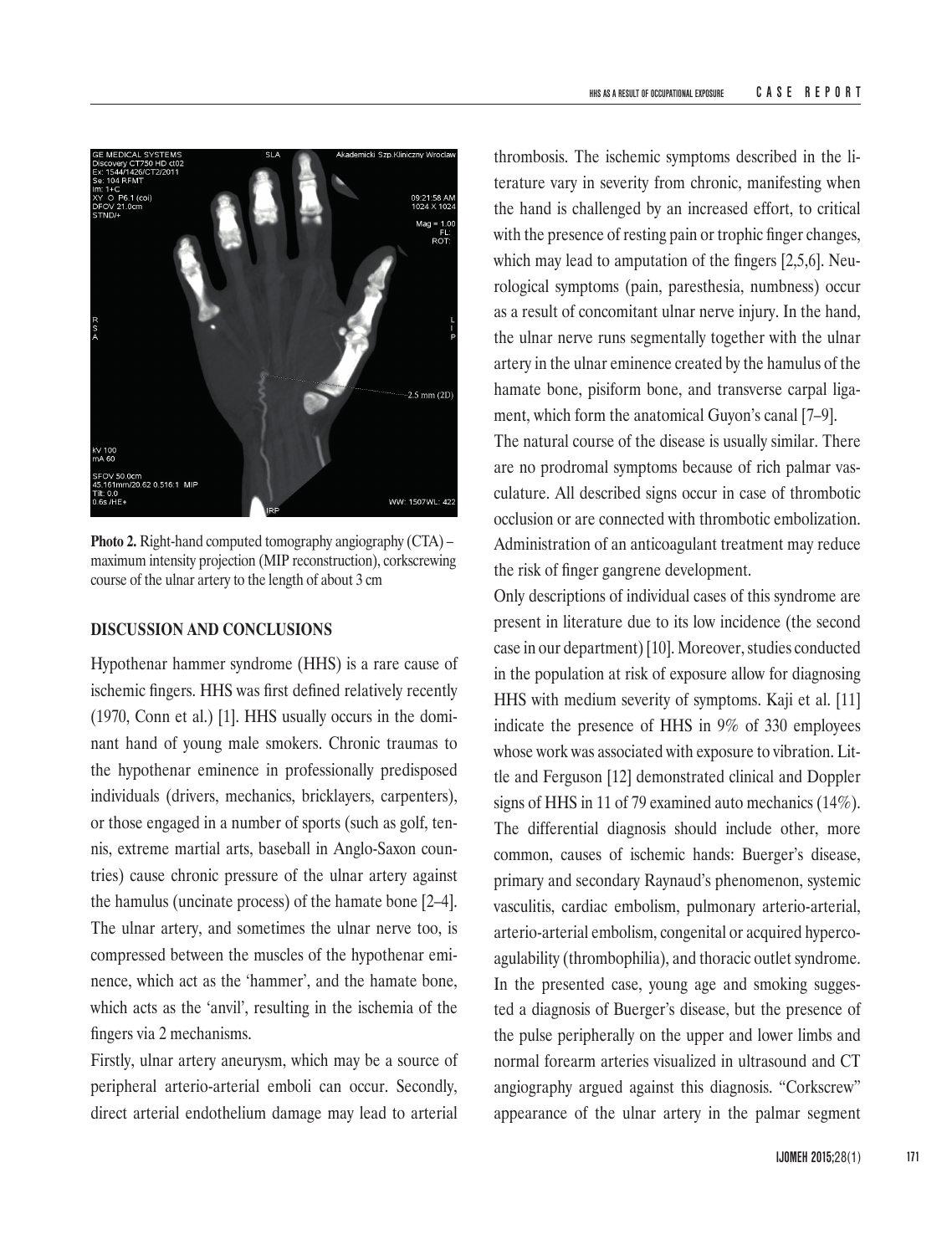Photo 2. Right-hand computed tomography angiography (CTA) – maximum intensity projection (MIP reconstruction), corkscrewing course of the ulnar artery to the length of about 3 cm

## DISCUSSION AND CONCLUSIONS

Hypothenar hammer syndrome (HHS) is a rare cause of ischemic fingers. HHS was first defined relatively recently (1970, Conn et al.) [1]. HHS usually occurs in the dominant hand of young male smokers. Chronic traumas to the hypothenar eminence in professionally predisposed individuals (drivers, mechanics, bricklayers, carpenters), or those engaged in a number of sports (such as golf, tennis, extreme martial arts, baseball in Anglo-Saxon countries) cause chronic pressure of the ulnar artery against the hamulus (uncinate process) of the hamate bone [2–4]. The ulnar artery, and sometimes the ulnar nerve too, is compressed between the muscles of the hypothenar eminence, which act as the 'hammer', and the hamate bone, which acts as the 'anvil', resulting in the ischemia of the fingers via 2 mechanisms.

Firstly, ulnar artery aneurysm, which may be a source of peripheral arterio-arterial emboli can occur. Secondly, direct arterial endothelium damage may lead to arterial thrombosis. The ischemic symptoms described in the literature vary in severity from chronic, manifesting when the hand is challenged by an increased effort, to critical with the presence of resting pain or trophic finger changes, which may lead to amputation of the fingers [2,5,6]. Neurological symptoms (pain, paresthesia, numbness) occur as a result of concomitant ulnar nerve injury. In the hand, the ulnar nerve runs segmentally together with the ulnar artery in the ulnar eminence created by the hamulus of the hamate bone, pisiform bone, and transverse carpal ligament, which form the anatomical Guyon's canal [7–9].

The natural course of the disease is usually similar. There are no prodromal symptoms because of rich palmar vasculature. All described signs occur in case of thrombotic occlusion or are connected with thrombotic embolization. Administration of an anticoagulant treatment may reduce the risk of finger gangrene development.

Only descriptions of individual cases of this syndrome are present in literature due to its low incidence (the second case in our department) [10]. Moreover, studies conducted in the population at risk of exposure allow for diagnosing HHS with medium severity of symptoms. Kaji et al. [11] indicate the presence of HHS in 9% of 330 employees whose work was associated with exposure to vibration. Little and Ferguson [12] demonstrated clinical and Doppler signs of HHS in 11 of 79 examined auto mechanics (14%). The differential diagnosis should include other, more common, causes of ischemic hands: Buerger's disease, primary and secondary Raynaud's phenomenon, systemic vasculitis, cardiac embolism, pulmonary arterio-arterial, arterio-arterial embolism, congenital or acquired hypercoagulability (thrombophilia), and thoracic outlet syndrome. In the presented case, young age and smoking suggested a diagnosis of Buerger's disease, but the presence of the pulse peripherally on the upper and lower limbs and normal forearm arteries visualized in ultrasound and CT angiography argued against this diagnosis. "Corkscrew" appearance of the ulnar artery in the palmar segment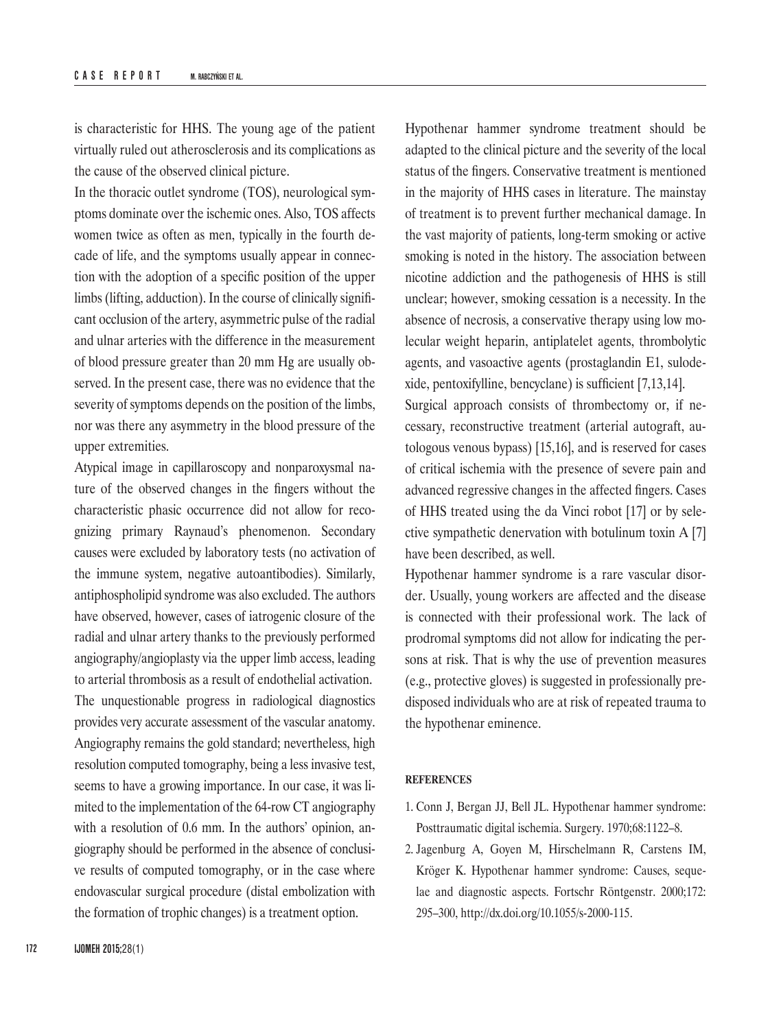is characteristic for HHS. The young age of the patient virtually ruled out atherosclerosis and its complications as the cause of the observed clinical picture.

In the thoracic outlet syndrome (TOS), neurological symptoms dominate over the ischemic ones. Also, TOS affects women twice as often as men, typically in the fourth decade of life, and the symptoms usually appear in connection with the adoption of a specific position of the upper limbs (lifting, adduction). In the course of clinically significant occlusion of the artery, asymmetric pulse of the radial and ulnar arteries with the difference in the measurement of blood pressure greater than 20 mm Hg are usually observed. In the present case, there was no evidence that the severity of symptoms depends on the position of the limbs, nor was there any asymmetry in the blood pressure of the upper extremities.

Atypical image in capillaroscopy and nonparoxysmal nature of the observed changes in the fingers without the characteristic phasic occurrence did not allow for recognizing primary Raynaud's phenomenon. Secondary causes were excluded by laboratory tests (no activation of the immune system, negative autoantibodies). Similarly, antiphospholipid syndrome was also excluded. The authors have observed, however, cases of iatrogenic closure of the radial and ulnar artery thanks to the previously performed angiography/angioplasty via the upper limb access, leading to arterial thrombosis as a result of endothelial activation.

The unquestionable progress in radiological diagnostics provides very accurate assessment of the vascular anatomy. Angiography remains the gold standard; nevertheless, high resolution computed tomography, being a less invasive test, seems to have a growing importance. In our case, it was limited to the implementation of the 64-row CT angiography with a resolution of 0.6 mm. In the authors' opinion, angiography should be performed in the absence of conclusive results of computed tomography, or in the case where endovascular surgical procedure (distal embolization with the formation of trophic changes) is a treatment option.

Hypothenar hammer syndrome treatment should be adapted to the clinical picture and the severity of the local status of the fingers. Conservative treatment is mentioned in the majority of HHS cases in literature. The mainstay of treatment is to prevent further mechanical damage. In the vast majority of patients, long-term smoking or active smoking is noted in the history. The association between nicotine addiction and the pathogenesis of HHS is still unclear; however, smoking cessation is a necessity. In the absence of necrosis, a conservative therapy using low molecular weight heparin, antiplatelet agents, thrombolytic agents, and vasoactive agents (prostaglandin E1, sulodexide, pentoxifylline, bencyclane) is sufficient [7,13,14].

Surgical approach consists of thrombectomy or, if necessary, reconstructive treatment (arterial autograft, autologous venous bypass) [15,16], and is reserved for cases of critical ischemia with the presence of severe pain and advanced regressive changes in the affected fingers. Cases of HHS treated using the da Vinci robot [17] or by selective sympathetic denervation with botulinum toxin A [7] have been described, as well.

Hypothenar hammer syndrome is a rare vascular disorder. Usually, young workers are affected and the disease is connected with their professional work. The lack of prodromal symptoms did not allow for indicating the persons at risk. That is why the use of prevention measures (e.g., protective gloves) is suggested in professionally predisposed individuals who are at risk of repeated trauma to the hypothenar eminence.

## REFERENCES

1. Conn J, Bergan JJ, Bell JL. Hypothenar hammer syndrome: Posttraumatic digital ischemia. Surgery. 1970;68:1122–8.
2. Jagenburg A, Goyen M, Hirschelmann R, Carstens IM, Kröger K. Hypothenar hammer syndrome: Causes, sequelae and diagnostic aspects. Fortschr Röntgenstr. 2000;172: 295–300, http://dx.doi.org/10.1055/s-2000-115.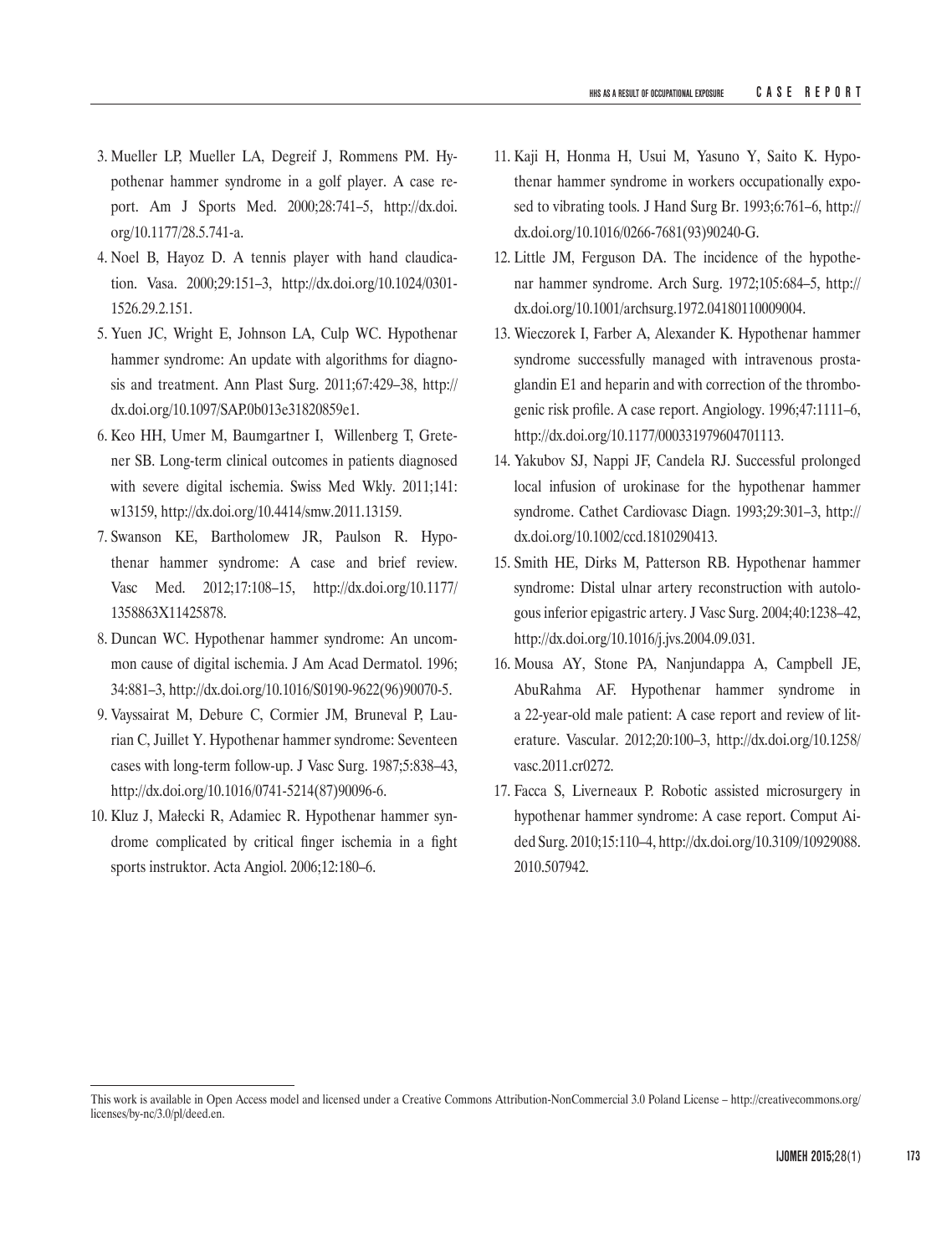3. Mueller LP, Mueller LA, Degreif J, Rommens PM. Hypothenar hammer syndrome in a golf player. A case report. Am J Sports Med. 2000;28:741–5, http://dx.doi.org/10.1177/28.5.741-a.
4. Noel B, Hayoz D. A tennis player with hand claudication. Vasa. 2000;29:151–3, http://dx.doi.org/10.1024/0301-1526.29.2.151.
5. Yuen JC, Wright E, Johnson LA, Culp WC. Hypothenar hammer syndrome: An update with algorithms for diagnosis and treatment. Ann Plast Surg. 2011;67:429–38, http://dx.doi.org/10.1097/SAP.0b013e31820859e1.
6. Keo HH, Umer M, Baumgartner I, Willenberg T, Gretener SB. Long-term clinical outcomes in patients diagnosed with severe digital ischemia. Swiss Med Wkly. 2011;141: w13159, http://dx.doi.org/10.4414/smw.2011.13159.
7. Swanson KE, Bartholomew JR, Paulson R. Hypothenar hammer syndrome: A case and brief review. Vasc Med. 2012;17:108–15, http://dx.doi.org/10.1177/1358863X11425878.
8. Duncan WC. Hypothenar hammer syndrome: An uncommon cause of digital ischemia. J Am Acad Dermatol. 1996; 34:881–3, http://dx.doi.org/10.1016/S0190-9622(96)90070-5.
9. Vayssairat M, Debure C, Cormier JM, Bruneval P, Laurian C, Juillet Y. Hypothenar hammer syndrome: Seventeen cases with long-term follow-up. J Vasc Surg. 1987;5:838–43, http://dx.doi.org/10.1016/0741-5214(87)90096-6.
10. Kluz J, Małecki R, Adamiec R. Hypothenar hammer syndrome complicated by critical finger ischemia in a fight sports instruktor. Acta Angiol. 2006;12:180–6.
11. Kaji H, Honma H, Usui M, Yasuno Y, Saito K. Hypothenar hammer syndrome in workers occupationally exposed to vibrating tools. J Hand Surg Br. 1993;6:761–6, http://dx.doi.org/10.1016/0266-7681(93)90240-G.
12. Little JM, Ferguson DA. The incidence of the hypothenar hammer syndrome. Arch Surg. 1972;105:684–5, http://dx.doi.org/10.1001/archsurg.1972.04180110009004.
13. Wieczorek I, Farber A, Alexander K. Hypothenar hammer syndrome successfully managed with intravenous prostaglandin E1 and heparin and with correction of the thrombogenic risk profile. A case report. Angiology. 1996;47:1111–6, http://dx.doi.org/10.1177/000331979604701113.
14. Yakubov SJ, Nappi JF, Candela RJ. Successful prolonged local infusion of urokinase for the hypothenar hammer syndrome. Cathet Cardiovasc Diagn. 1993;29:301–3, http://dx.doi.org/10.1002/ccd.1810290413.
15. Smith HE, Dirks M, Patterson RB. Hypothenar hammer syndrome: Distal ulnar artery reconstruction with autologous inferior epigastric artery. J Vasc Surg. 2004;40:1238–42, http://dx.doi.org/10.1016/j.jvs.2004.09.031.
16. Mousa AY, Stone PA, Nanjundappa A, Campbell JE, AbuRahma AF. Hypothenar hammer syndrome in a 22-year-old male patient: A case report and review of literature. Vascular. 2012;20:100–3, http://dx.doi.org/10.1258/vasc.2011.cr0272.
17. Facca S, Liverneaux P. Robotic assisted microsurgery in hypothenar hammer syndrome: A case report. Comput Aided Surg. 2010;15:110–4, http://dx.doi.org/10.3109/10929088.2010.507942.

This work is available in Open Access model and licensed under a Creative Commons Attribution-NonCommercial 3.0 Poland License – http://creativecommons.org/licenses/by-nc/3.0/pl/deed.en.